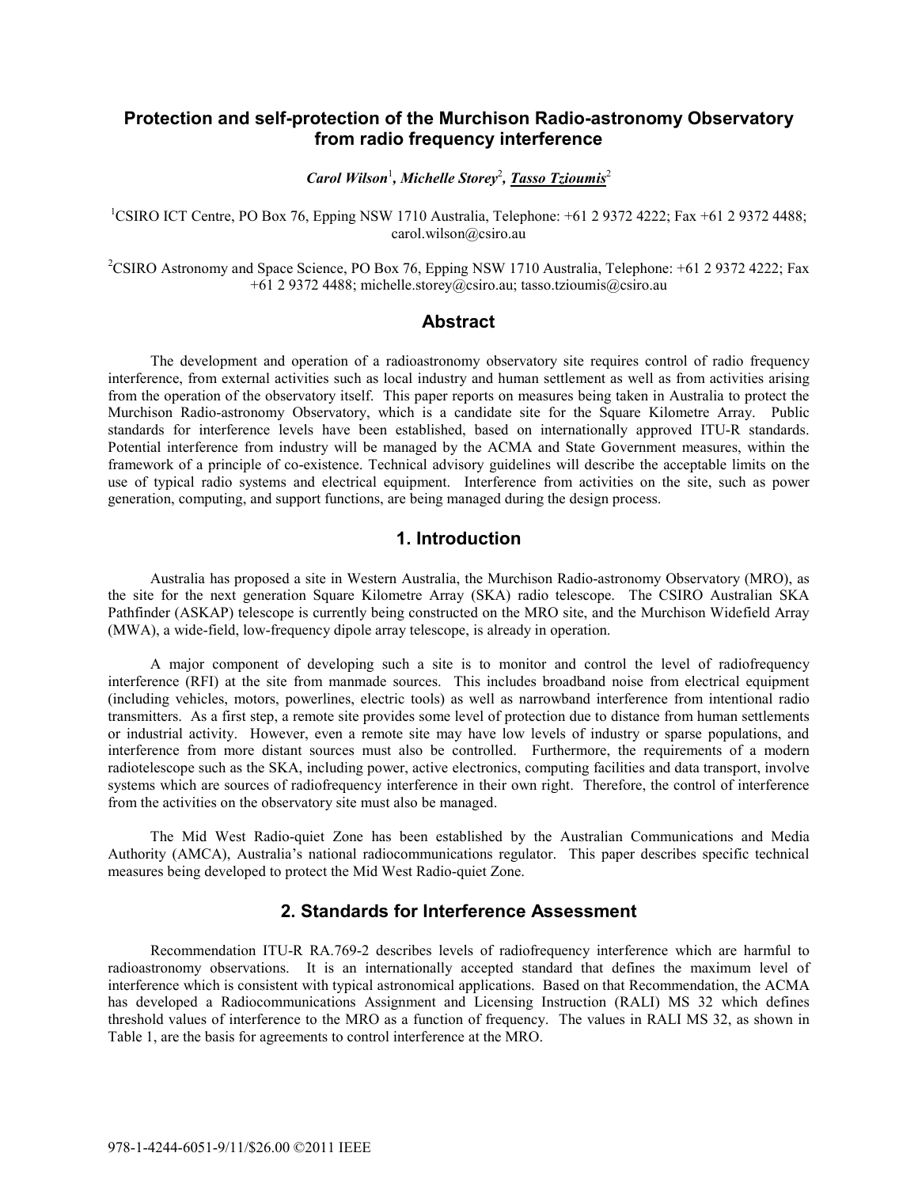# Protection and self-protection of the Murchison Radio-astronomy Observatory from radio frequency interference

***Carol Wilson*[1], *Michelle Storey*[2], *Tasso Tzioumis*[2]**

[1]CSIRO ICT Centre, PO Box 76, Epping NSW 1710 Australia, Telephone: +61 2 9372 4222; Fax +61 2 9372 4488; carol.wilson@csiro.au

[2]CSIRO Astronomy and Space Science, PO Box 76, Epping NSW 1710 Australia, Telephone: +61 2 9372 4222; Fax +61 2 9372 4488; michelle.storey@csiro.au; tasso.tzioumis@csiro.au

## Abstract

The development and operation of a radioastronomy observatory site requires control of radio frequency interference, from external activities such as local industry and human settlement as well as from activities arising from the operation of the observatory itself. This paper reports on measures being taken in Australia to protect the Murchison Radio-astronomy Observatory, which is a candidate site for the Square Kilometre Array. Public standards for interference levels have been established, based on internationally approved ITU-R standards. Potential interference from industry will be managed by the ACMA and State Government measures, within the framework of a principle of co-existence. Technical advisory guidelines will describe the acceptable limits on the use of typical radio systems and electrical equipment. Interference from activities on the site, such as power generation, computing, and support functions, are being managed during the design process.

## 1. Introduction

Australia has proposed a site in Western Australia, the Murchison Radio-astronomy Observatory (MRO), as the site for the next generation Square Kilometre Array (SKA) radio telescope. The CSIRO Australian SKA Pathfinder (ASKAP) telescope is currently being constructed on the MRO site, and the Murchison Widefield Array (MWA), a wide-field, low-frequency dipole array telescope, is already in operation.

A major component of developing such a site is to monitor and control the level of radiofrequency interference (RFI) at the site from manmade sources. This includes broadband noise from electrical equipment (including vehicles, motors, powerlines, electric tools) as well as narrowband interference from intentional radio transmitters. As a first step, a remote site provides some level of protection due to distance from human settlements or industrial activity. However, even a remote site may have low levels of industry or sparse populations, and interference from more distant sources must also be controlled. Furthermore, the requirements of a modern radiotelescope such as the SKA, including power, active electronics, computing facilities and data transport, involve systems which are sources of radiofrequency interference in their own right. Therefore, the control of interference from the activities on the observatory site must also be managed.

The Mid West Radio-quiet Zone has been established by the Australian Communications and Media Authority (AMCA), Australia's national radiocommunications regulator. This paper describes specific technical measures being developed to protect the Mid West Radio-quiet Zone.

## 2. Standards for Interference Assessment

Recommendation ITU-R RA.769-2 describes levels of radiofrequency interference which are harmful to radioastronomy observations. It is an internationally accepted standard that defines the maximum level of interference which is consistent with typical astronomical applications. Based on that Recommendation, the ACMA has developed a Radiocommunications Assignment and Licensing Instruction (RALI) MS 32 which defines threshold values of interference to the MRO as a function of frequency. The values in RALI MS 32, as shown in Table 1, are the basis for agreements to control interference at the MRO.

978-1-4244-6051-9/11/$26.00 ©2011 IEEE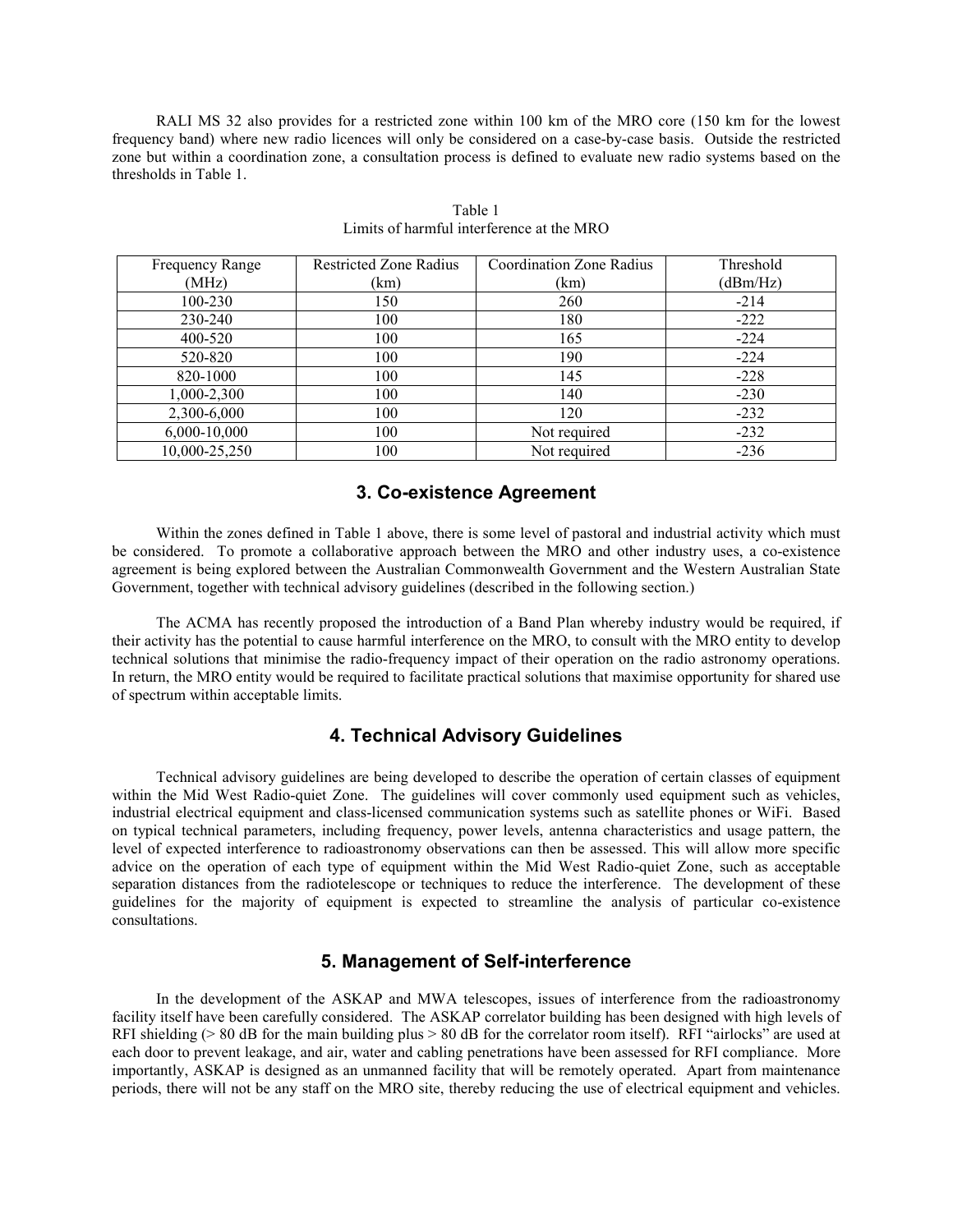RALI MS 32 also provides for a restricted zone within 100 km of the MRO core (150 km for the lowest frequency band) where new radio licences will only be considered on a case-by-case basis. Outside the restricted zone but within a coordination zone, a consultation process is defined to evaluate new radio systems based on the thresholds in Table 1.

Table 1
Limits of harmful interference at the MRO

| Frequency Range (MHz) | Restricted Zone Radius (km) | Coordination Zone Radius (km) | Threshold (dBm/Hz) |
|---|---|---|---|
| 100-230 | 150 | 260 | -214 |
| 230-240 | 100 | 180 | -222 |
| 400-520 | 100 | 165 | -224 |
| 520-820 | 100 | 190 | -224 |
| 820-1000 | 100 | 145 | -228 |
| 1,000-2,300 | 100 | 140 | -230 |
| 2,300-6,000 | 100 | 120 | -232 |
| 6,000-10,000 | 100 | Not required | -232 |
| 10,000-25,250 | 100 | Not required | -236 |

## 3. Co-existence Agreement

Within the zones defined in Table 1 above, there is some level of pastoral and industrial activity which must be considered. To promote a collaborative approach between the MRO and other industry uses, a co-existence agreement is being explored between the Australian Commonwealth Government and the Western Australian State Government, together with technical advisory guidelines (described in the following section.)

The ACMA has recently proposed the introduction of a Band Plan whereby industry would be required, if their activity has the potential to cause harmful interference on the MRO, to consult with the MRO entity to develop technical solutions that minimise the radio-frequency impact of their operation on the radio astronomy operations. In return, the MRO entity would be required to facilitate practical solutions that maximise opportunity for shared use of spectrum within acceptable limits.

## 4. Technical Advisory Guidelines

Technical advisory guidelines are being developed to describe the operation of certain classes of equipment within the Mid West Radio-quiet Zone. The guidelines will cover commonly used equipment such as vehicles, industrial electrical equipment and class-licensed communication systems such as satellite phones or WiFi. Based on typical technical parameters, including frequency, power levels, antenna characteristics and usage pattern, the level of expected interference to radioastronomy observations can then be assessed. This will allow more specific advice on the operation of each type of equipment within the Mid West Radio-quiet Zone, such as acceptable separation distances from the radiotelescope or techniques to reduce the interference. The development of these guidelines for the majority of equipment is expected to streamline the analysis of particular co-existence consultations.

## 5. Management of Self-interference

In the development of the ASKAP and MWA telescopes, issues of interference from the radioastronomy facility itself have been carefully considered. The ASKAP correlator building has been designed with high levels of RFI shielding (> 80 dB for the main building plus > 80 dB for the correlator room itself). RFI "airlocks" are used at each door to prevent leakage, and air, water and cabling penetrations have been assessed for RFI compliance. More importantly, ASKAP is designed as an unmanned facility that will be remotely operated. Apart from maintenance periods, there will not be any staff on the MRO site, thereby reducing the use of electrical equipment and vehicles.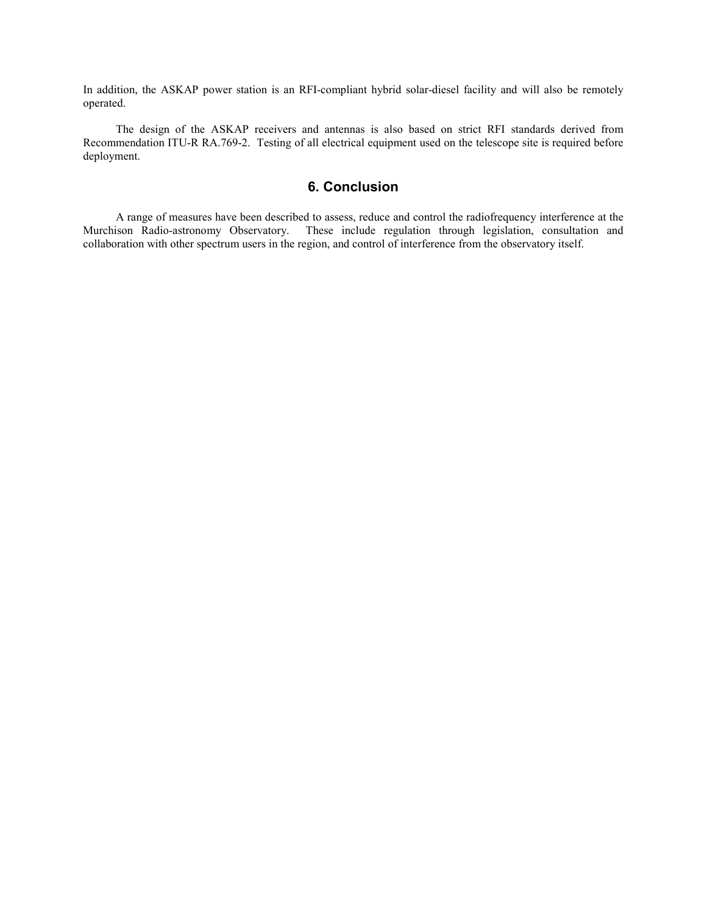In addition, the ASKAP power station is an RFI-compliant hybrid solar-diesel facility and will also be remotely operated.

The design of the ASKAP receivers and antennas is also based on strict RFI standards derived from Recommendation ITU-R RA.769-2. Testing of all electrical equipment used on the telescope site is required before deployment.

## 6. Conclusion

A range of measures have been described to assess, reduce and control the radiofrequency interference at the Murchison Radio-astronomy Observatory. These include regulation through legislation, consultation and collaboration with other spectrum users in the region, and control of interference from the observatory itself.